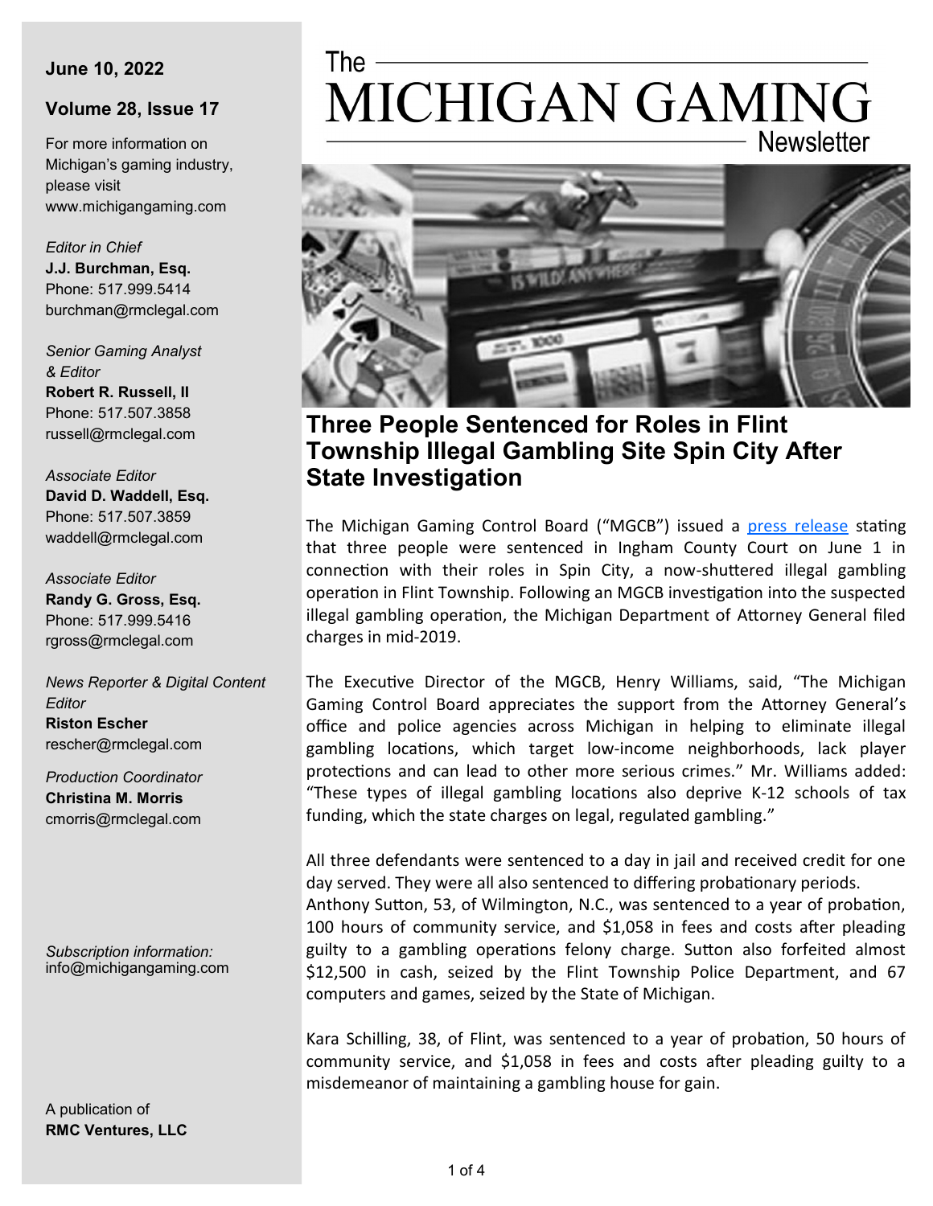**June 10, 2022**

**Volume 28, Issue 17**

For more information on Michigan's gaming industry, please visit www.michigangaming.com

*Editor in Chief*
**J.J. Burchman, Esq.**
Phone: 517.999.5414
burchman@rmclegal.com

*Senior Gaming Analyst & Editor*
**Robert R. Russell, II**
Phone: 517.507.3858
russell@rmclegal.com

*Associate Editor*
**David D. Waddell, Esq.**
Phone: 517.507.3859
waddell@rmclegal.com

*Associate Editor*
**Randy G. Gross, Esq.**
Phone: 517.999.5416
rgross@rmclegal.com

*News Reporter & Digital Content Editor*
**Riston Escher**
rescher@rmclegal.com

*Production Coordinator*
**Christina M. Morris**
cmorris@rmclegal.com

*Subscription information:*
info@michigangaming.com

A publication of
**RMC Ventures, LLC**

# The MICHIGAN GAMING Newsletter

## Three People Sentenced for Roles in Flint Township Illegal Gambling Site Spin City After State Investigation

The Michigan Gaming Control Board ("MGCB") issued a [press release](press release) stating that three people were sentenced in Ingham County Court on June 1 in connection with their roles in Spin City, a now-shuttered illegal gambling operation in Flint Township. Following an MGCB investigation into the suspected illegal gambling operation, the Michigan Department of Attorney General filed charges in mid-2019.

The Executive Director of the MGCB, Henry Williams, said, "The Michigan Gaming Control Board appreciates the support from the Attorney General's office and police agencies across Michigan in helping to eliminate illegal gambling locations, which target low-income neighborhoods, lack player protections and can lead to other more serious crimes." Mr. Williams added: "These types of illegal gambling locations also deprive K-12 schools of tax funding, which the state charges on legal, regulated gambling."

All three defendants were sentenced to a day in jail and received credit for one day served. They were all also sentenced to differing probationary periods.
Anthony Sutton, 53, of Wilmington, N.C., was sentenced to a year of probation, 100 hours of community service, and $1,058 in fees and costs after pleading guilty to a gambling operations felony charge. Sutton also forfeited almost $12,500 in cash, seized by the Flint Township Police Department, and 67 computers and games, seized by the State of Michigan.

Kara Schilling, 38, of Flint, was sentenced to a year of probation, 50 hours of community service, and $1,058 in fees and costs after pleading guilty to a misdemeanor of maintaining a gambling house for gain.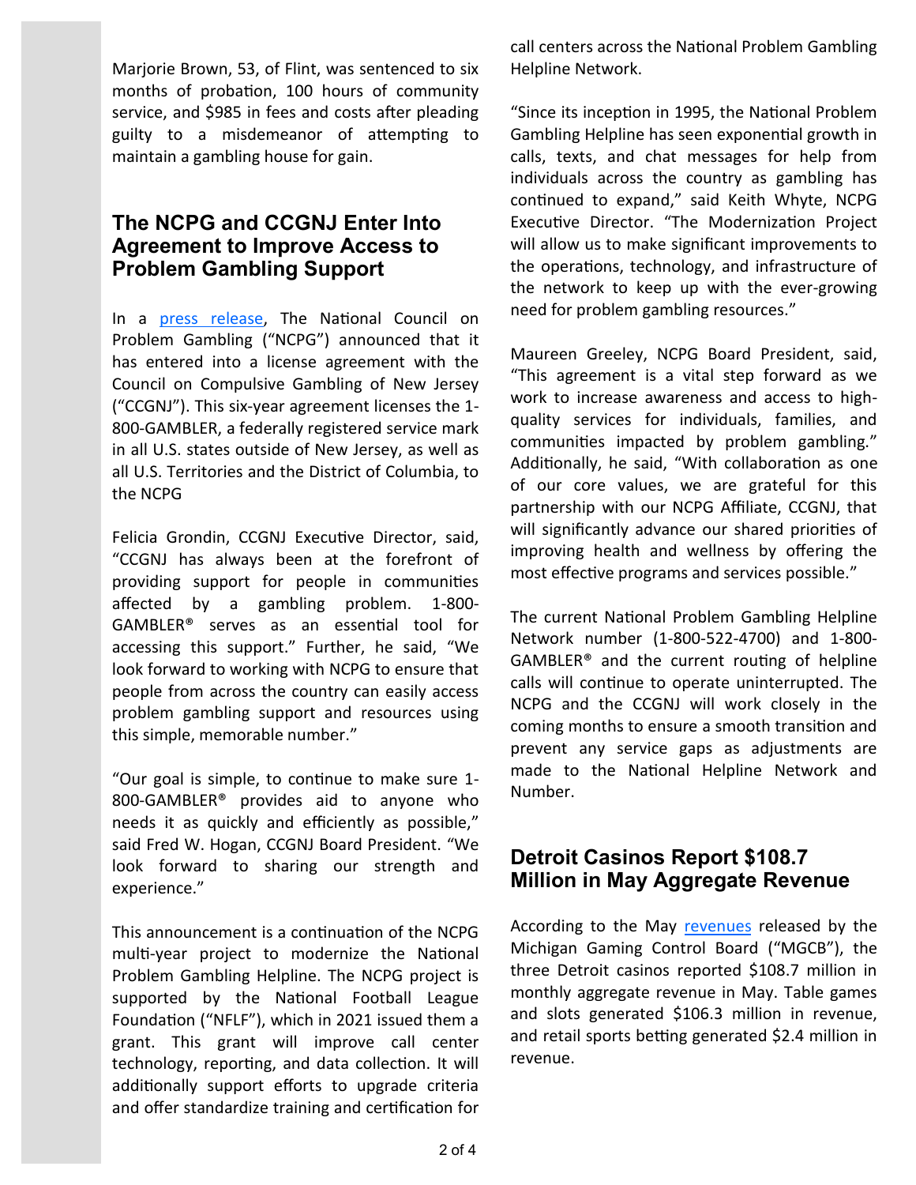Marjorie Brown, 53, of Flint, was sentenced to six months of probation, 100 hours of community service, and $985 in fees and costs after pleading guilty to a misdemeanor of attempting to maintain a gambling house for gain.

## The NCPG and CCGNJ Enter Into Agreement to Improve Access to Problem Gambling Support

In a press release, The National Council on Problem Gambling ("NCPG") announced that it has entered into a license agreement with the Council on Compulsive Gambling of New Jersey ("CCGNJ"). This six-year agreement licenses the 1-800-GAMBLER, a federally registered service mark in all U.S. states outside of New Jersey, as well as all U.S. Territories and the District of Columbia, to the NCPG

Felicia Grondin, CCGNJ Executive Director, said, "CCGNJ has always been at the forefront of providing support for people in communities affected by a gambling problem. 1-800-GAMBLER® serves as an essential tool for accessing this support." Further, he said, "We look forward to working with NCPG to ensure that people from across the country can easily access problem gambling support and resources using this simple, memorable number."

"Our goal is simple, to continue to make sure 1-800-GAMBLER® provides aid to anyone who needs it as quickly and efficiently as possible," said Fred W. Hogan, CCGNJ Board President. "We look forward to sharing our strength and experience."

This announcement is a continuation of the NCPG multi-year project to modernize the National Problem Gambling Helpline. The NCPG project is supported by the National Football League Foundation ("NFLF"), which in 2021 issued them a grant. This grant will improve call center technology, reporting, and data collection. It will additionally support efforts to upgrade criteria and offer standardize training and certification for call centers across the National Problem Gambling Helpline Network.

"Since its inception in 1995, the National Problem Gambling Helpline has seen exponential growth in calls, texts, and chat messages for help from individuals across the country as gambling has continued to expand," said Keith Whyte, NCPG Executive Director. "The Modernization Project will allow us to make significant improvements to the operations, technology, and infrastructure of the network to keep up with the ever-growing need for problem gambling resources."

Maureen Greeley, NCPG Board President, said, "This agreement is a vital step forward as we work to increase awareness and access to high-quality services for individuals, families, and communities impacted by problem gambling." Additionally, he said, "With collaboration as one of our core values, we are grateful for this partnership with our NCPG Affiliate, CCGNJ, that will significantly advance our shared priorities of improving health and wellness by offering the most effective programs and services possible."

The current National Problem Gambling Helpline Network number (1-800-522-4700) and 1-800-GAMBLER® and the current routing of helpline calls will continue to operate uninterrupted. The NCPG and the CCGNJ will work closely in the coming months to ensure a smooth transition and prevent any service gaps as adjustments are made to the National Helpline Network and Number.

## Detroit Casinos Report $108.7 Million in May Aggregate Revenue

According to the May revenues released by the Michigan Gaming Control Board ("MGCB"), the three Detroit casinos reported $108.7 million in monthly aggregate revenue in May. Table games and slots generated $106.3 million in revenue, and retail sports betting generated $2.4 million in revenue.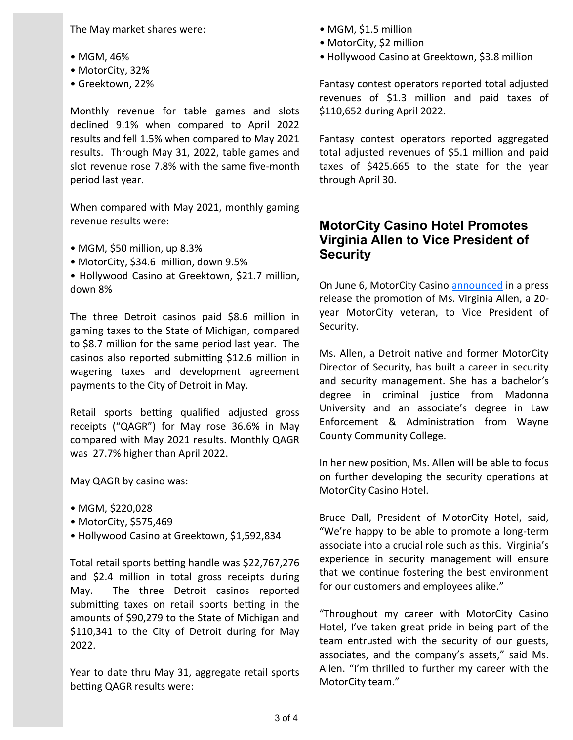The May market shares were:

- MGM, 46%
- MotorCity, 32%
- Greektown, 22%

Monthly revenue for table games and slots declined 9.1% when compared to April 2022 results and fell 1.5% when compared to May 2021 results. Through May 31, 2022, table games and slot revenue rose 7.8% with the same five-month period last year.

When compared with May 2021, monthly gaming revenue results were:

- MGM, $50 million, up 8.3%
- MotorCity, $34.6 million, down 9.5%
- Hollywood Casino at Greektown, $21.7 million, down 8%

The three Detroit casinos paid $8.6 million in gaming taxes to the State of Michigan, compared to $8.7 million for the same period last year. The casinos also reported submitting $12.6 million in wagering taxes and development agreement payments to the City of Detroit in May.

Retail sports betting qualified adjusted gross receipts ("QAGR") for May rose 36.6% in May compared with May 2021 results. Monthly QAGR was 27.7% higher than April 2022.

May QAGR by casino was:

- MGM, $220,028
- MotorCity, $575,469
- Hollywood Casino at Greektown, $1,592,834

Total retail sports betting handle was $22,767,276 and $2.4 million in total gross receipts during May. The three Detroit casinos reported submitting taxes on retail sports betting in the amounts of $90,279 to the State of Michigan and $110,341 to the City of Detroit during for May 2022.

Year to date thru May 31, aggregate retail sports betting QAGR results were:

- MGM, $1.5 million
- MotorCity, $2 million
- Hollywood Casino at Greektown, $3.8 million

Fantasy contest operators reported total adjusted revenues of $1.3 million and paid taxes of $110,652 during April 2022.

Fantasy contest operators reported aggregated total adjusted revenues of $5.1 million and paid taxes of $425.665 to the state for the year through April 30.

## MotorCity Casino Hotel Promotes Virginia Allen to Vice President of Security

On June 6, MotorCity Casino announced in a press release the promotion of Ms. Virginia Allen, a 20-year MotorCity veteran, to Vice President of Security.

Ms. Allen, a Detroit native and former MotorCity Director of Security, has built a career in security and security management. She has a bachelor's degree in criminal justice from Madonna University and an associate's degree in Law Enforcement & Administration from Wayne County Community College.

In her new position, Ms. Allen will be able to focus on further developing the security operations at MotorCity Casino Hotel.

Bruce Dall, President of MotorCity Hotel, said, "We're happy to be able to promote a long-term associate into a crucial role such as this. Virginia's experience in security management will ensure that we continue fostering the best environment for our customers and employees alike."

"Throughout my career with MotorCity Casino Hotel, I've taken great pride in being part of the team entrusted with the security of our guests, associates, and the company's assets," said Ms. Allen. "I'm thrilled to further my career with the MotorCity team."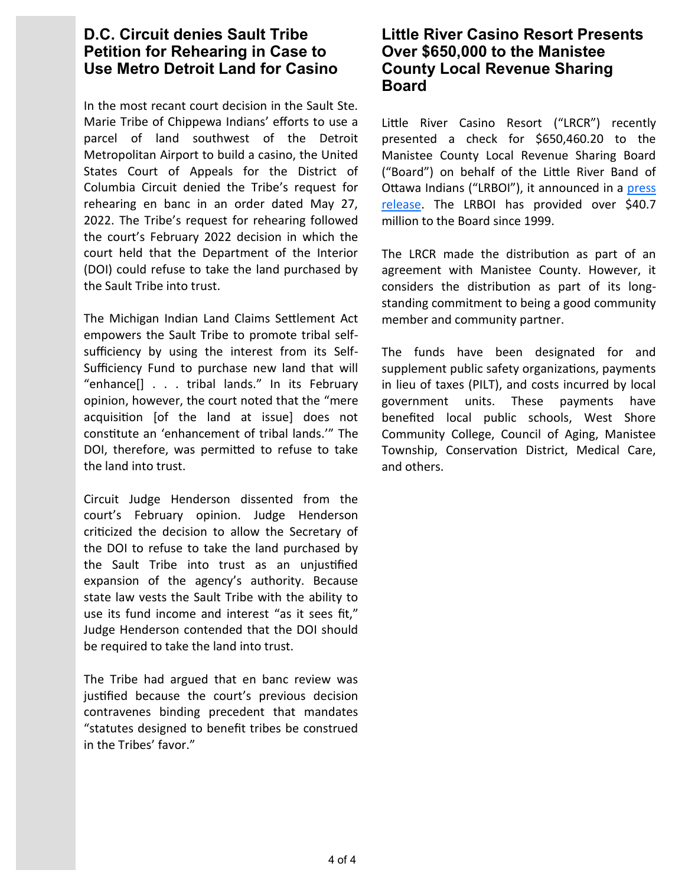## D.C. Circuit denies Sault Tribe Petition for Rehearing in Case to Use Metro Detroit Land for Casino

In the most recant court decision in the Sault Ste. Marie Tribe of Chippewa Indians' efforts to use a parcel of land southwest of the Detroit Metropolitan Airport to build a casino, the United States Court of Appeals for the District of Columbia Circuit denied the Tribe's request for rehearing en banc in an order dated May 27, 2022. The Tribe's request for rehearing followed the court's February 2022 decision in which the court held that the Department of the Interior (DOI) could refuse to take the land purchased by the Sault Tribe into trust.

The Michigan Indian Land Claims Settlement Act empowers the Sault Tribe to promote tribal self-sufficiency by using the interest from its Self-Sufficiency Fund to purchase new land that will "enhance[] . . . tribal lands." In its February opinion, however, the court noted that the "mere acquisition [of the land at issue] does not constitute an 'enhancement of tribal lands.'" The DOI, therefore, was permitted to refuse to take the land into trust.

Circuit Judge Henderson dissented from the court's February opinion. Judge Henderson criticized the decision to allow the Secretary of the DOI to refuse to take the land purchased by the Sault Tribe into trust as an unjustified expansion of the agency's authority. Because state law vests the Sault Tribe with the ability to use its fund income and interest "as it sees fit," Judge Henderson contended that the DOI should be required to take the land into trust.

The Tribe had argued that en banc review was justified because the court's previous decision contravenes binding precedent that mandates "statutes designed to benefit tribes be construed in the Tribes' favor."

## Little River Casino Resort Presents Over $650,000 to the Manistee County Local Revenue Sharing Board

Little River Casino Resort ("LRCR") recently presented a check for $650,460.20 to the Manistee County Local Revenue Sharing Board ("Board") on behalf of the Little River Band of Ottawa Indians ("LRBOI"), it announced in a press release. The LRBOI has provided over $40.7 million to the Board since 1999.

The LRCR made the distribution as part of an agreement with Manistee County. However, it considers the distribution as part of its long-standing commitment to being a good community member and community partner.

The funds have been designated for and supplement public safety organizations, payments in lieu of taxes (PILT), and costs incurred by local government units. These payments have benefited local public schools, West Shore Community College, Council of Aging, Manistee Township, Conservation District, Medical Care, and others.